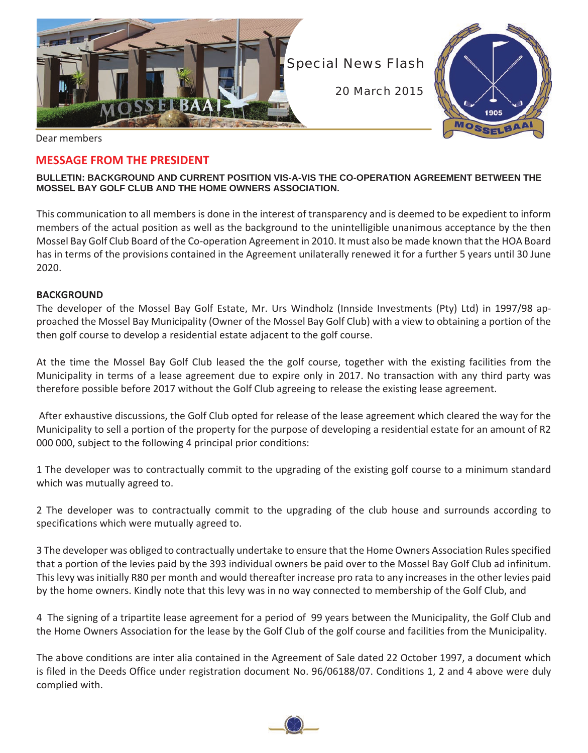Special News Flash

20 March 2015

Dear members

## MESSAGE FROM THE PRESIDENT

**BULLETIN: BACKGROUND AND CURRENT POSITION VIS-A-VIS THE CO-OPERATION AGREEMENT BETWEEN THE MOSSEL BAY GOLF CLUB AND THE HOME OWNERS ASSOCIATION.**

This communication to all members is done in the interest of transparency and is deemed to be expedient to inform members of the actual position as well as the background to the unintelligible unanimous acceptance by the then Mossel Bay Golf Club Board of the Co-operation Agreement in 2010. It must also be made known that the HOA Board has in terms of the provisions contained in the Agreement unilaterally renewed it for a further 5 years until 30 June 2020.

**BACKGROUND**

The developer of the Mossel Bay Golf Estate, Mr. Urs Windholz (Innside Investments (Pty) Ltd) in 1997/98 approached the Mossel Bay Municipality (Owner of the Mossel Bay Golf Club) with a view to obtaining a portion of the then golf course to develop a residential estate adjacent to the golf course.

At the time the Mossel Bay Golf Club leased the the golf course, together with the existing facilities from the Municipality in terms of a lease agreement due to expire only in 2017. No transaction with any third party was therefore possible before 2017 without the Golf Club agreeing to release the existing lease agreement.

After exhaustive discussions, the Golf Club opted for release of the lease agreement which cleared the way for the Municipality to sell a portion of the property for the purpose of developing a residential estate for an amount of R2 000 000, subject to the following 4 principal prior conditions:

1 The developer was to contractually commit to the upgrading of the existing golf course to a minimum standard which was mutually agreed to.

2 The developer was to contractually commit to the upgrading of the club house and surrounds according to specifications which were mutually agreed to.

3 The developer was obliged to contractually undertake to ensure that the Home Owners Association Rules specified that a portion of the levies paid by the 393 individual owners be paid over to the Mossel Bay Golf Club ad infinitum. This levy was initially R80 per month and would thereafter increase pro rata to any increases in the other levies paid by the home owners. Kindly note that this levy was in no way connected to membership of the Golf Club, and

4 The signing of a tripartite lease agreement for a period of 99 years between the Municipality, the Golf Club and the Home Owners Association for the lease by the Golf Club of the golf course and facilities from the Municipality.

The above conditions are inter alia contained in the Agreement of Sale dated 22 October 1997, a document which is filed in the Deeds Office under registration document No. 96/06188/07. Conditions 1, 2 and 4 above were duly complied with.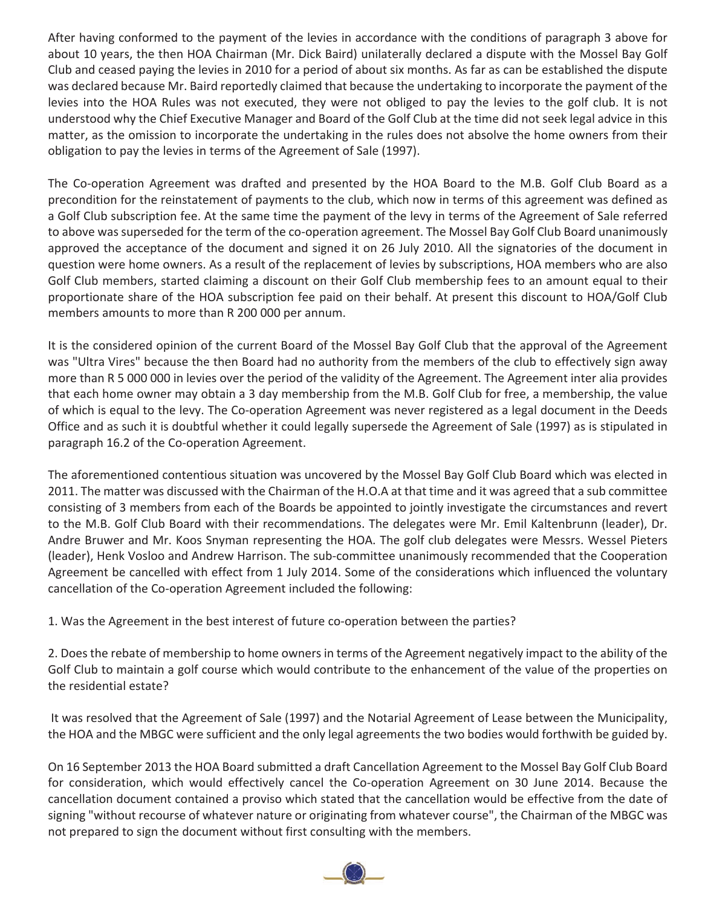After having conformed to the payment of the levies in accordance with the conditions of paragraph 3 above for about 10 years, the then HOA Chairman (Mr. Dick Baird) unilaterally declared a dispute with the Mossel Bay Golf Club and ceased paying the levies in 2010 for a period of about six months. As far as can be established the dispute was declared because Mr. Baird reportedly claimed that because the undertaking to incorporate the payment of the levies into the HOA Rules was not executed, they were not obliged to pay the levies to the golf club. It is not understood why the Chief Executive Manager and Board of the Golf Club at the time did not seek legal advice in this matter, as the omission to incorporate the undertaking in the rules does not absolve the home owners from their obligation to pay the levies in terms of the Agreement of Sale (1997).

The Co-operation Agreement was drafted and presented by the HOA Board to the M.B. Golf Club Board as a precondition for the reinstatement of payments to the club, which now in terms of this agreement was defined as a Golf Club subscription fee. At the same time the payment of the levy in terms of the Agreement of Sale referred to above was superseded for the term of the co-operation agreement. The Mossel Bay Golf Club Board unanimously approved the acceptance of the document and signed it on 26 July 2010. All the signatories of the document in question were home owners. As a result of the replacement of levies by subscriptions, HOA members who are also Golf Club members, started claiming a discount on their Golf Club membership fees to an amount equal to their proportionate share of the HOA subscription fee paid on their behalf. At present this discount to HOA/Golf Club members amounts to more than R 200 000 per annum.

It is the considered opinion of the current Board of the Mossel Bay Golf Club that the approval of the Agreement was "Ultra Vires" because the then Board had no authority from the members of the club to effectively sign away more than R 5 000 000 in levies over the period of the validity of the Agreement. The Agreement inter alia provides that each home owner may obtain a 3 day membership from the M.B. Golf Club for free, a membership, the value of which is equal to the levy. The Co-operation Agreement was never registered as a legal document in the Deeds Office and as such it is doubtful whether it could legally supersede the Agreement of Sale (1997) as is stipulated in paragraph 16.2 of the Co-operation Agreement.

The aforementioned contentious situation was uncovered by the Mossel Bay Golf Club Board which was elected in 2011. The matter was discussed with the Chairman of the H.O.A at that time and it was agreed that a sub committee consisting of 3 members from each of the Boards be appointed to jointly investigate the circumstances and revert to the M.B. Golf Club Board with their recommendations. The delegates were Mr. Emil Kaltenbrunn (leader), Dr. Andre Bruwer and Mr. Koos Snyman representing the HOA. The golf club delegates were Messrs. Wessel Pieters (leader), Henk Vosloo and Andrew Harrison. The sub-committee unanimously recommended that the Cooperation Agreement be cancelled with effect from 1 July 2014. Some of the considerations which influenced the voluntary cancellation of the Co-operation Agreement included the following:

1. Was the Agreement in the best interest of future co-operation between the parties?

2. Does the rebate of membership to home owners in terms of the Agreement negatively impact to the ability of the Golf Club to maintain a golf course which would contribute to the enhancement of the value of the properties on the residential estate?

It was resolved that the Agreement of Sale (1997) and the Notarial Agreement of Lease between the Municipality, the HOA and the MBGC were sufficient and the only legal agreements the two bodies would forthwith be guided by.

On 16 September 2013 the HOA Board submitted a draft Cancellation Agreement to the Mossel Bay Golf Club Board for consideration, which would effectively cancel the Co-operation Agreement on 30 June 2014. Because the cancellation document contained a proviso which stated that the cancellation would be effective from the date of signing "without recourse of whatever nature or originating from whatever course", the Chairman of the MBGC was not prepared to sign the document without first consulting with the members.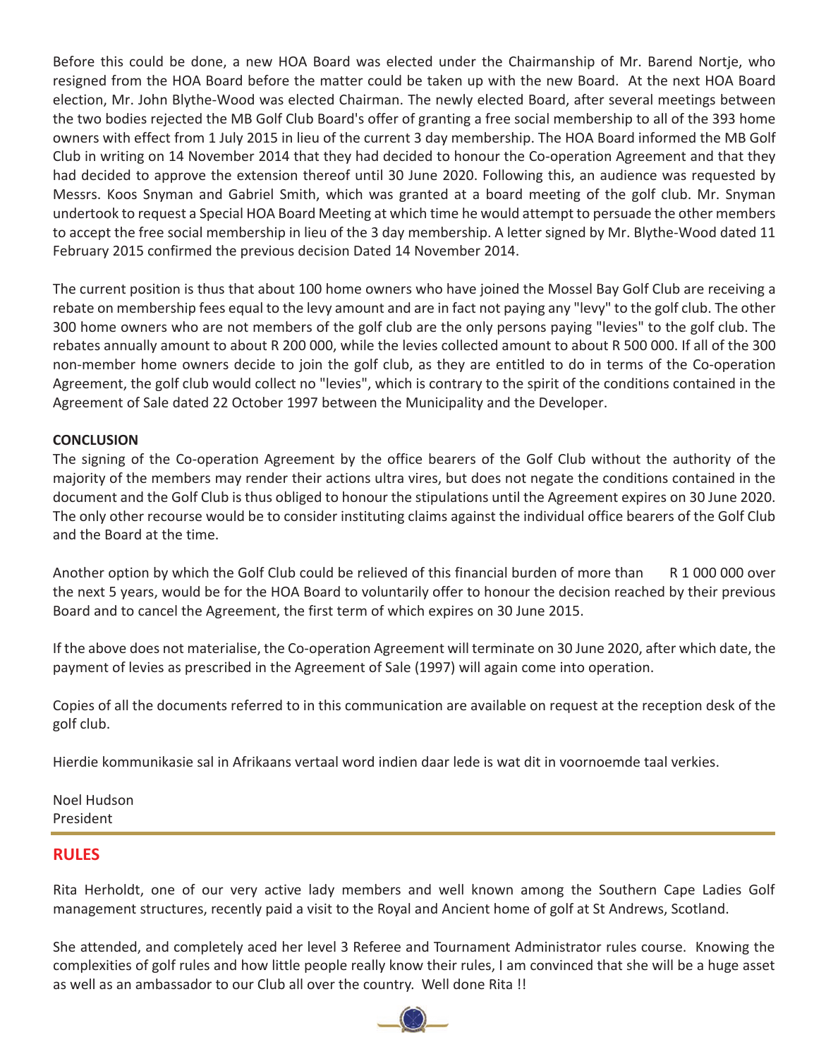Before this could be done, a new HOA Board was elected under the Chairmanship of Mr. Barend Nortje, who resigned from the HOA Board before the matter could be taken up with the new Board. At the next HOA Board election, Mr. John Blythe-Wood was elected Chairman. The newly elected Board, after several meetings between the two bodies rejected the MB Golf Club Board's offer of granting a free social membership to all of the 393 home owners with effect from 1 July 2015 in lieu of the current 3 day membership. The HOA Board informed the MB Golf Club in writing on 14 November 2014 that they had decided to honour the Co-operation Agreement and that they had decided to approve the extension thereof until 30 June 2020. Following this, an audience was requested by Messrs. Koos Snyman and Gabriel Smith, which was granted at a board meeting of the golf club. Mr. Snyman undertook to request a Special HOA Board Meeting at which time he would attempt to persuade the other members to accept the free social membership in lieu of the 3 day membership. A letter signed by Mr. Blythe-Wood dated 11 February 2015 confirmed the previous decision Dated 14 November 2014.

The current position is thus that about 100 home owners who have joined the Mossel Bay Golf Club are receiving a rebate on membership fees equal to the levy amount and are in fact not paying any "levy" to the golf club. The other 300 home owners who are not members of the golf club are the only persons paying "levies" to the golf club. The rebates annually amount to about R 200 000, while the levies collected amount to about R 500 000. If all of the 300 non-member home owners decide to join the golf club, as they are entitled to do in terms of the Co-operation Agreement, the golf club would collect no "levies", which is contrary to the spirit of the conditions contained in the Agreement of Sale dated 22 October 1997 between the Municipality and the Developer.

**CONCLUSION**

The signing of the Co-operation Agreement by the office bearers of the Golf Club without the authority of the majority of the members may render their actions ultra vires, but does not negate the conditions contained in the document and the Golf Club is thus obliged to honour the stipulations until the Agreement expires on 30 June 2020. The only other recourse would be to consider instituting claims against the individual office bearers of the Golf Club and the Board at the time.

Another option by which the Golf Club could be relieved of this financial burden of more than R 1 000 000 over the next 5 years, would be for the HOA Board to voluntarily offer to honour the decision reached by their previous Board and to cancel the Agreement, the first term of which expires on 30 June 2015.

If the above does not materialise, the Co-operation Agreement will terminate on 30 June 2020, after which date, the payment of levies as prescribed in the Agreement of Sale (1997) will again come into operation.

Copies of all the documents referred to in this communication are available on request at the reception desk of the golf club.

Hierdie kommunikasie sal in Afrikaans vertaal word indien daar lede is wat dit in voornoemde taal verkies.

Noel Hudson
President

## RULES

Rita Herholdt, one of our very active lady members and well known among the Southern Cape Ladies Golf management structures, recently paid a visit to the Royal and Ancient home of golf at St Andrews, Scotland.

She attended, and completely aced her level 3 Referee and Tournament Administrator rules course. Knowing the complexities of golf rules and how little people really know their rules, I am convinced that she will be a huge asset as well as an ambassador to our Club all over the country. Well done Rita !!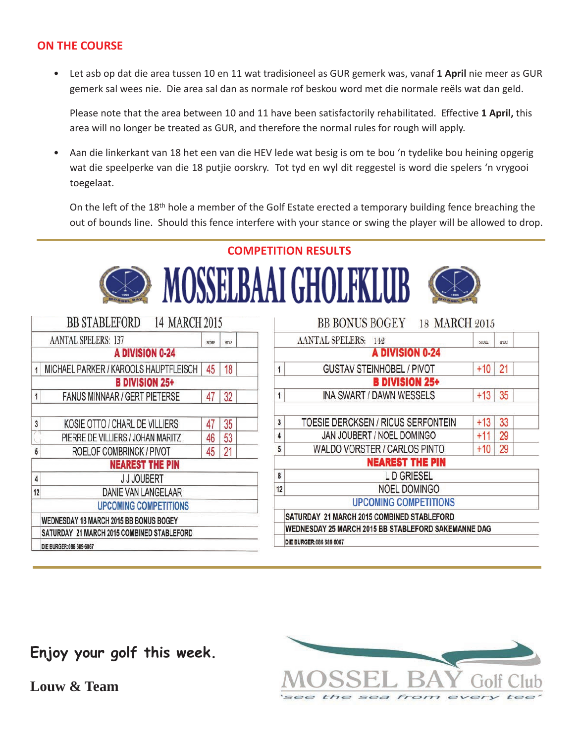## ON THE COURSE

- Let asb op dat die area tussen 10 en 11 wat tradisioneel as GUR gemerk was, vanaf **1 April** nie meer as GUR gemerk sal wees nie. Die area sal dan as normale rof beskou word met die normale reëls wat dan geld.

  Please note that the area between 10 and 11 have been satisfactorily rehabilitated. Effective **1 April,** this area will no longer be treated as GUR, and therefore the normal rules for rough will apply.

- Aan die linkerkant van 18 het een van die HEV lede wat besig is om te bou 'n tydelike bou heining opgerig wat die speelperke van die 18 putjie oorskry. Tot tyd en wyl dit reggestel is word die spelers 'n vrygooi toegelaat.

  On the left of the 18th hole a member of the Golf Estate erected a temporary building fence breaching the out of bounds line. Should this fence interfere with your stance or swing the player will be allowed to drop.

## COMPETITION RESULTS

# MOSSELBAAI GHOLFKLUB

### BB STABLEFORD 14 MARCH 2015

| | AANTAL SPELERS: 137 | SCORE | HCAP |
|---|---|---|---|
| | **A DIVISION 0-24** | | |
| 1 | MICHAEL PARKER / KAROOLS HAUPTFLEISCH | 45 | 18 |
| | **B DIVISION 25+** | | |
| 1 | FANUS MINNAAR / GERT PIETERSE | 47 | 32 |
| | | | |
| 3 | KOSIE OTTO / CHARL DE VILLIERS | 47 | 35 |
| | PIERRE DE VILLIERS / JOHAN MARITZ | 46 | 53 |
| 5 | ROELOF COMBRINCK / PIVOT | 45 | 21 |
| | **NEAREST THE PIN** | | |
| 4 | J J JOUBERT | | |
| 12 | DANIE VAN LANGELAAR | | |
| | **UPCOMING COMPETITIONS** | | |
| | WEDNESDAY 18 MARCH 2015 BB BONUS BOGEY | | |
| | SATURDAY 21 MARCH 2015 COMBINED STABLEFORD | | |
| | DIE BURGER:086 689 6067 | | |

### BB BONUS BOGEY 18 MARCH 2015

| | AANTAL SPELERS: 142 | SCORE | HCAP |
|---|---|---|---|
| | **A DIVISION 0-24** | | |
| 1 | GUSTAV STEINHOBEL / PIVOT | +10 | 21 |
| | **B DIVISION 25+** | | |
| 1 | INA SWART / DAWN WESSELS | +13 | 35 |
| | | | |
| 3 | TOESIE DERCKSEN / RICUS SERFONTEIN | +13 | 33 |
| 4 | JAN JOUBERT / NOEL DOMINGO | +11 | 29 |
| 5 | WALDO VORSTER / CARLOS PINTO | +10 | 29 |
| | **NEAREST THE PIN** | | |
| 8 | L D GRIESEL | | |
| 12 | NOEL DOMINGO | | |
| | **UPCOMING COMPETITIONS** | | |
| | SATURDAY 21 MARCH 2015 COMBINED STABLEFORD | | |
| | WEDNESDAY 25 MARCH 2015 BB STABLEFORD SAKEMANNE DAG | | |
| | DIE BURGER:086 689 6067 | | |

**Enjoy your golf this week.**

**Louw & Team**

MOSSEL BAY Golf Club

*'see the sea from every tee'*